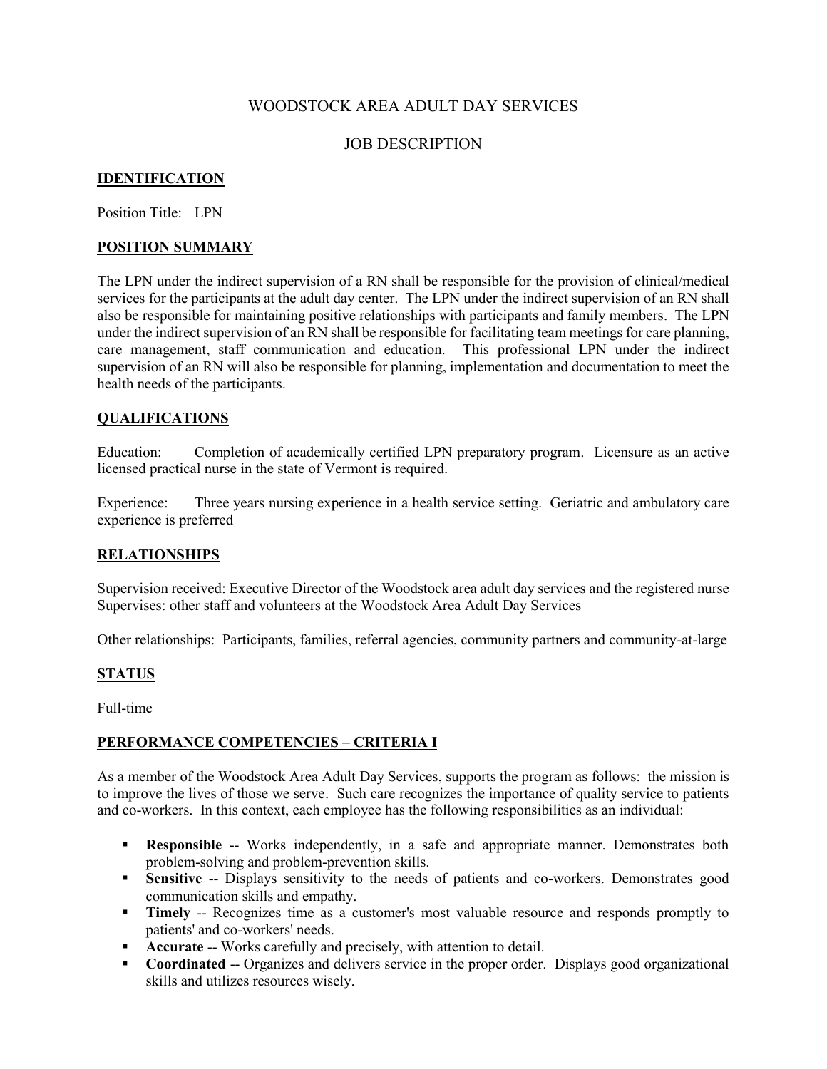# WOODSTOCK AREA ADULT DAY SERVICES

## JOB DESCRIPTION

### IDENTIFICATION

Position Title: LPN

### POSITION SUMMARY

The LPN under the indirect supervision of a RN shall be responsible for the provision of clinical/medical services for the participants at the adult day center. The LPN under the indirect supervision of an RN shall also be responsible for maintaining positive relationships with participants and family members. The LPN under the indirect supervision of an RN shall be responsible for facilitating team meetings for care planning, care management, staff communication and education. This professional LPN under the indirect supervision of an RN will also be responsible for planning, implementation and documentation to meet the health needs of the participants.

### QUALIFICATIONS

Education: Completion of academically certified LPN preparatory program. Licensure as an active licensed practical nurse in the state of Vermont is required.

Experience: Three years nursing experience in a health service setting. Geriatric and ambulatory care experience is preferred

### RELATIONSHIPS

Supervision received: Executive Director of the Woodstock area adult day services and the registered nurse
Supervises: other staff and volunteers at the Woodstock Area Adult Day Services

Other relationships: Participants, families, referral agencies, community partners and community-at-large

### STATUS

Full-time

### PERFORMANCE COMPETENCIES – CRITERIA I

As a member of the Woodstock Area Adult Day Services, supports the program as follows: the mission is to improve the lives of those we serve. Such care recognizes the importance of quality service to patients and co-workers. In this context, each employee has the following responsibilities as an individual:

- **Responsible** -- Works independently, in a safe and appropriate manner. Demonstrates both problem-solving and problem-prevention skills.
- **Sensitive** -- Displays sensitivity to the needs of patients and co-workers. Demonstrates good communication skills and empathy.
- **Timely** -- Recognizes time as a customer's most valuable resource and responds promptly to patients' and co-workers' needs.
- **Accurate** -- Works carefully and precisely, with attention to detail.
- **Coordinated** -- Organizes and delivers service in the proper order. Displays good organizational skills and utilizes resources wisely.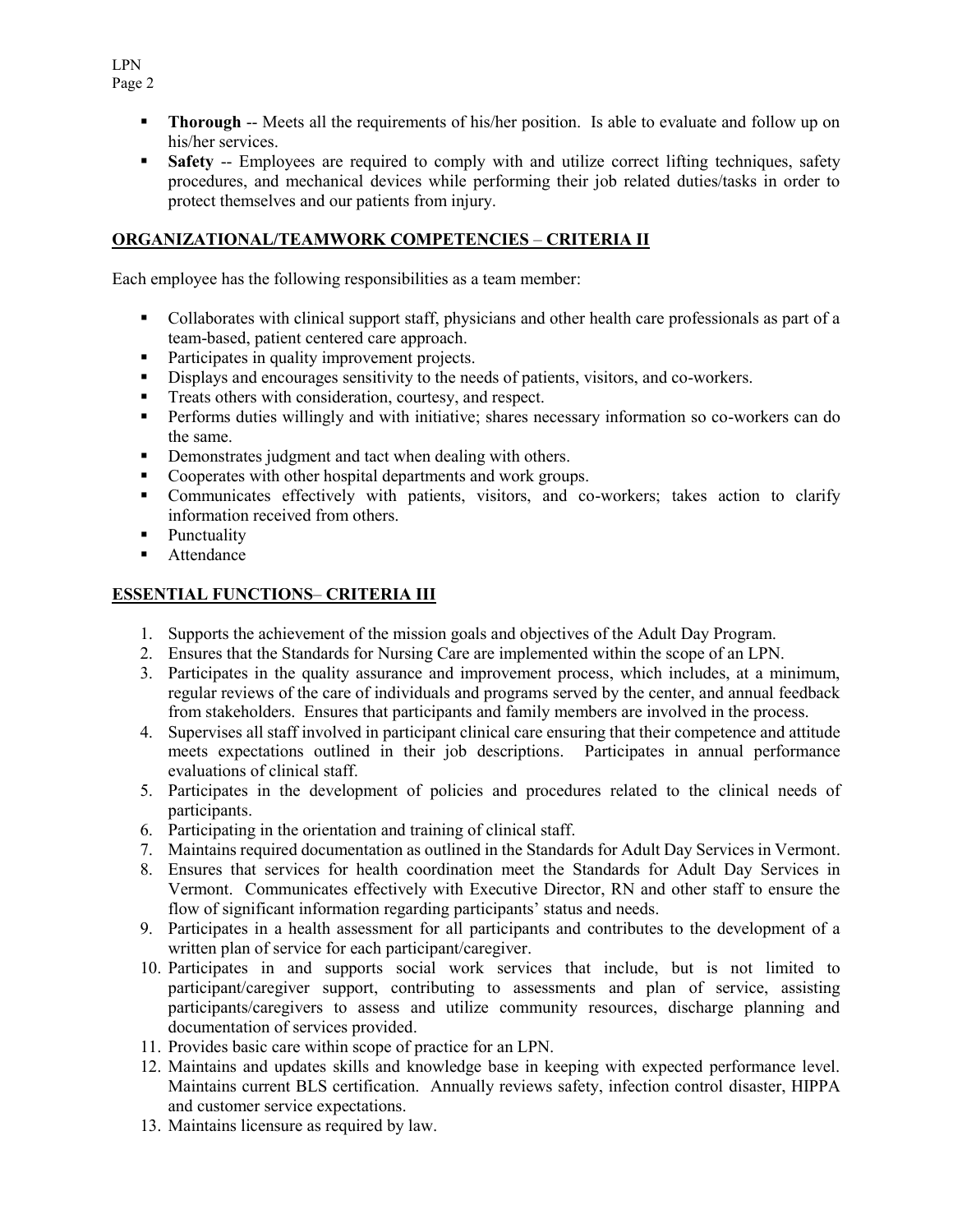- **Thorough** -- Meets all the requirements of his/her position. Is able to evaluate and follow up on his/her services.
- **Safety** -- Employees are required to comply with and utilize correct lifting techniques, safety procedures, and mechanical devices while performing their job related duties/tasks in order to protect themselves and our patients from injury.

## ORGANIZATIONAL/TEAMWORK COMPETENCIES – CRITERIA II

Each employee has the following responsibilities as a team member:

- Collaborates with clinical support staff, physicians and other health care professionals as part of a team-based, patient centered care approach.
- Participates in quality improvement projects.
- Displays and encourages sensitivity to the needs of patients, visitors, and co-workers.
- Treats others with consideration, courtesy, and respect.
- Performs duties willingly and with initiative; shares necessary information so co-workers can do the same.
- Demonstrates judgment and tact when dealing with others.
- Cooperates with other hospital departments and work groups.
- Communicates effectively with patients, visitors, and co-workers; takes action to clarify information received from others.
- Punctuality
- Attendance

## ESSENTIAL FUNCTIONS– CRITERIA III

1. Supports the achievement of the mission goals and objectives of the Adult Day Program.
2. Ensures that the Standards for Nursing Care are implemented within the scope of an LPN.
3. Participates in the quality assurance and improvement process, which includes, at a minimum, regular reviews of the care of individuals and programs served by the center, and annual feedback from stakeholders. Ensures that participants and family members are involved in the process.
4. Supervises all staff involved in participant clinical care ensuring that their competence and attitude meets expectations outlined in their job descriptions. Participates in annual performance evaluations of clinical staff.
5. Participates in the development of policies and procedures related to the clinical needs of participants.
6. Participating in the orientation and training of clinical staff.
7. Maintains required documentation as outlined in the Standards for Adult Day Services in Vermont.
8. Ensures that services for health coordination meet the Standards for Adult Day Services in Vermont. Communicates effectively with Executive Director, RN and other staff to ensure the flow of significant information regarding participants' status and needs.
9. Participates in a health assessment for all participants and contributes to the development of a written plan of service for each participant/caregiver.
10. Participates in and supports social work services that include, but is not limited to participant/caregiver support, contributing to assessments and plan of service, assisting participants/caregivers to assess and utilize community resources, discharge planning and documentation of services provided.
11. Provides basic care within scope of practice for an LPN.
12. Maintains and updates skills and knowledge base in keeping with expected performance level. Maintains current BLS certification. Annually reviews safety, infection control disaster, HIPPA and customer service expectations.
13. Maintains licensure as required by law.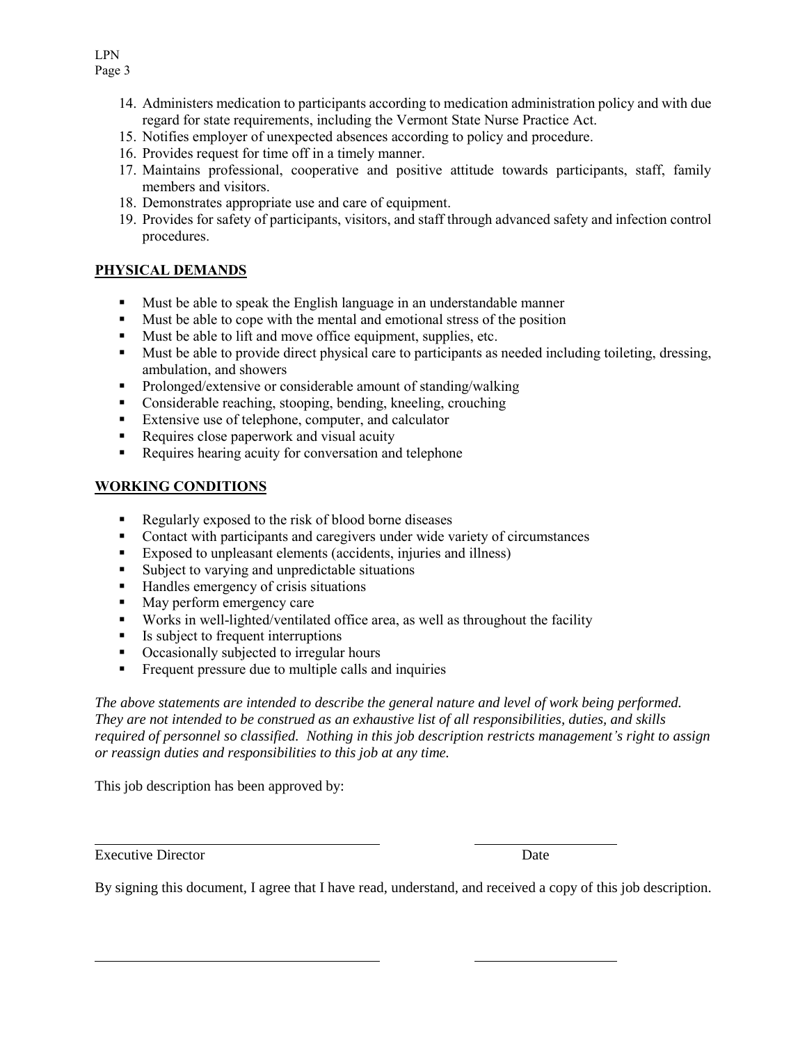14. Administers medication to participants according to medication administration policy and with due regard for state requirements, including the Vermont State Nurse Practice Act.
15. Notifies employer of unexpected absences according to policy and procedure.
16. Provides request for time off in a timely manner.
17. Maintains professional, cooperative and positive attitude towards participants, staff, family members and visitors.
18. Demonstrates appropriate use and care of equipment.
19. Provides for safety of participants, visitors, and staff through advanced safety and infection control procedures.

## PHYSICAL DEMANDS

- Must be able to speak the English language in an understandable manner
- Must be able to cope with the mental and emotional stress of the position
- Must be able to lift and move office equipment, supplies, etc.
- Must be able to provide direct physical care to participants as needed including toileting, dressing, ambulation, and showers
- Prolonged/extensive or considerable amount of standing/walking
- Considerable reaching, stooping, bending, kneeling, crouching
- Extensive use of telephone, computer, and calculator
- Requires close paperwork and visual acuity
- Requires hearing acuity for conversation and telephone

## WORKING CONDITIONS

- Regularly exposed to the risk of blood borne diseases
- Contact with participants and caregivers under wide variety of circumstances
- Exposed to unpleasant elements (accidents, injuries and illness)
- Subject to varying and unpredictable situations
- Handles emergency of crisis situations
- May perform emergency care
- Works in well-lighted/ventilated office area, as well as throughout the facility
- Is subject to frequent interruptions
- Occasionally subjected to irregular hours
- Frequent pressure due to multiple calls and inquiries

*The above statements are intended to describe the general nature and level of work being performed. They are not intended to be construed as an exhaustive list of all responsibilities, duties, and skills required of personnel so classified. Nothing in this job description restricts management's right to assign or reassign duties and responsibilities to this job at any time.*

This job description has been approved by:

\_\_\_\_\_\_\_\_\_\_\_\_\_\_\_\_\_\_\_\_\_\_\_\_\_\_\_\_\_\_\_\_\_\_\_\_\_\_\_ \_\_\_\_\_\_\_\_\_\_\_\_\_\_\_\_\_\_\_\_

Executive Director Date

By signing this document, I agree that I have read, understand, and received a copy of this job description.

\_\_\_\_\_\_\_\_\_\_\_\_\_\_\_\_\_\_\_\_\_\_\_\_\_\_\_\_\_\_\_\_\_\_\_\_\_\_\_ \_\_\_\_\_\_\_\_\_\_\_\_\_\_\_\_\_\_\_\_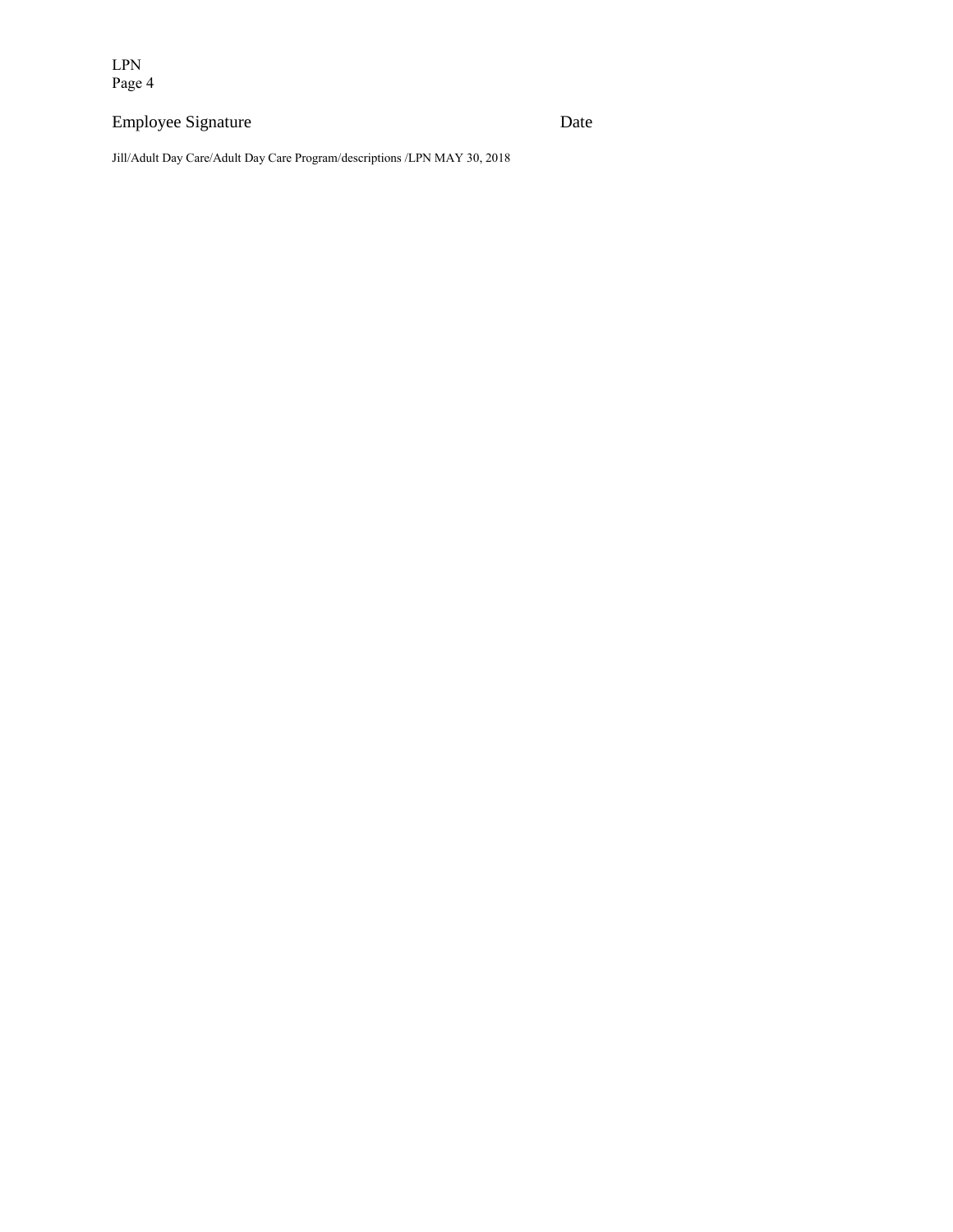Employee Signature Date

Jill/Adult Day Care/Adult Day Care Program/descriptions /LPN MAY 30, 2018